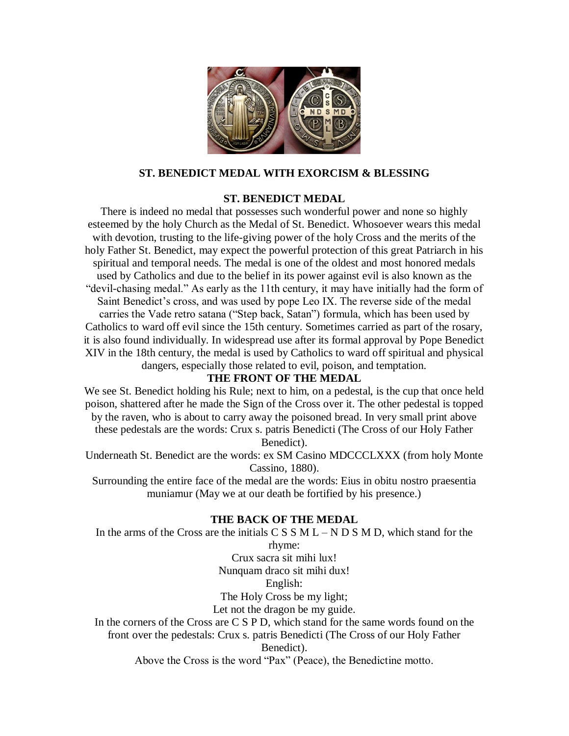## ST. BENEDICT MEDAL WITH EXORCISM & BLESSING

### ST. BENEDICT MEDAL

There is indeed no medal that possesses such wonderful power and none so highly esteemed by the holy Church as the Medal of St. Benedict. Whosoever wears this medal with devotion, trusting to the life-giving power of the holy Cross and the merits of the holy Father St. Benedict, may expect the powerful protection of this great Patriarch in his spiritual and temporal needs. The medal is one of the oldest and most honored medals used by Catholics and due to the belief in its power against evil is also known as the "devil-chasing medal." As early as the 11th century, it may have initially had the form of Saint Benedict's cross, and was used by pope Leo IX. The reverse side of the medal carries the Vade retro satana ("Step back, Satan") formula, which has been used by Catholics to ward off evil since the 15th century. Sometimes carried as part of the rosary, it is also found individually. In widespread use after its formal approval by Pope Benedict XIV in the 18th century, the medal is used by Catholics to ward off spiritual and physical dangers, especially those related to evil, poison, and temptation.

### THE FRONT OF THE MEDAL

We see St. Benedict holding his Rule; next to him, on a pedestal, is the cup that once held poison, shattered after he made the Sign of the Cross over it. The other pedestal is topped by the raven, who is about to carry away the poisoned bread. In very small print above these pedestals are the words: Crux s. patris Benedicti (The Cross of our Holy Father Benedict).

Underneath St. Benedict are the words: ex SM Casino MDCCCLXXX (from holy Monte Cassino, 1880).

Surrounding the entire face of the medal are the words: Eius in obitu nostro praesentia muniamur (May we at our death be fortified by his presence.)

### THE BACK OF THE MEDAL

In the arms of the Cross are the initials C S S M L – N D S M D, which stand for the rhyme:

Crux sacra sit mihi lux!
Nunquam draco sit mihi dux!

English:

The Holy Cross be my light;
Let not the dragon be my guide.

In the corners of the Cross are C S P D, which stand for the same words found on the front over the pedestals: Crux s. patris Benedicti (The Cross of our Holy Father Benedict).

Above the Cross is the word "Pax" (Peace), the Benedictine motto.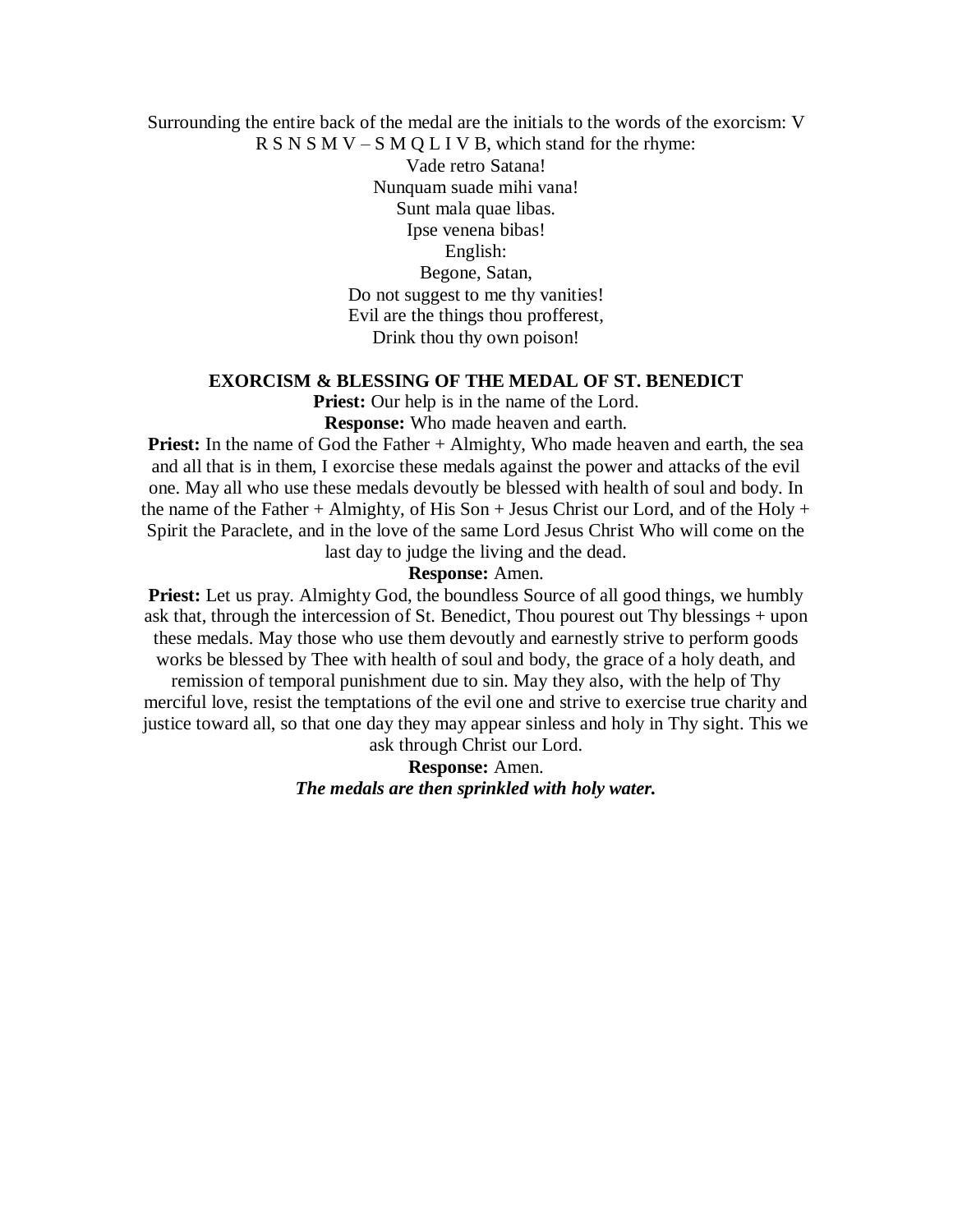Surrounding the entire back of the medal are the initials to the words of the exorcism: V R S N S M V – S M Q L I V B, which stand for the rhyme:

Vade retro Satana!
Nunquam suade mihi vana!
Sunt mala quae libas.
Ipse venena bibas!
English:
Begone, Satan,
Do not suggest to me thy vanities!
Evil are the things thou profferest,
Drink thou thy own poison!

**EXORCISM & BLESSING OF THE MEDAL OF ST. BENEDICT**

**Priest:** Our help is in the name of the Lord.

**Response:** Who made heaven and earth.

**Priest:** In the name of God the Father + Almighty, Who made heaven and earth, the sea and all that is in them, I exorcise these medals against the power and attacks of the evil one. May all who use these medals devoutly be blessed with health of soul and body. In the name of the Father + Almighty, of His Son + Jesus Christ our Lord, and of the Holy + Spirit the Paraclete, and in the love of the same Lord Jesus Christ Who will come on the last day to judge the living and the dead.

**Response:** Amen.

**Priest:** Let us pray. Almighty God, the boundless Source of all good things, we humbly ask that, through the intercession of St. Benedict, Thou pourest out Thy blessings + upon these medals. May those who use them devoutly and earnestly strive to perform goods works be blessed by Thee with health of soul and body, the grace of a holy death, and remission of temporal punishment due to sin. May they also, with the help of Thy merciful love, resist the temptations of the evil one and strive to exercise true charity and justice toward all, so that one day they may appear sinless and holy in Thy sight. This we ask through Christ our Lord.

**Response:** Amen.

***The medals are then sprinkled with holy water.***